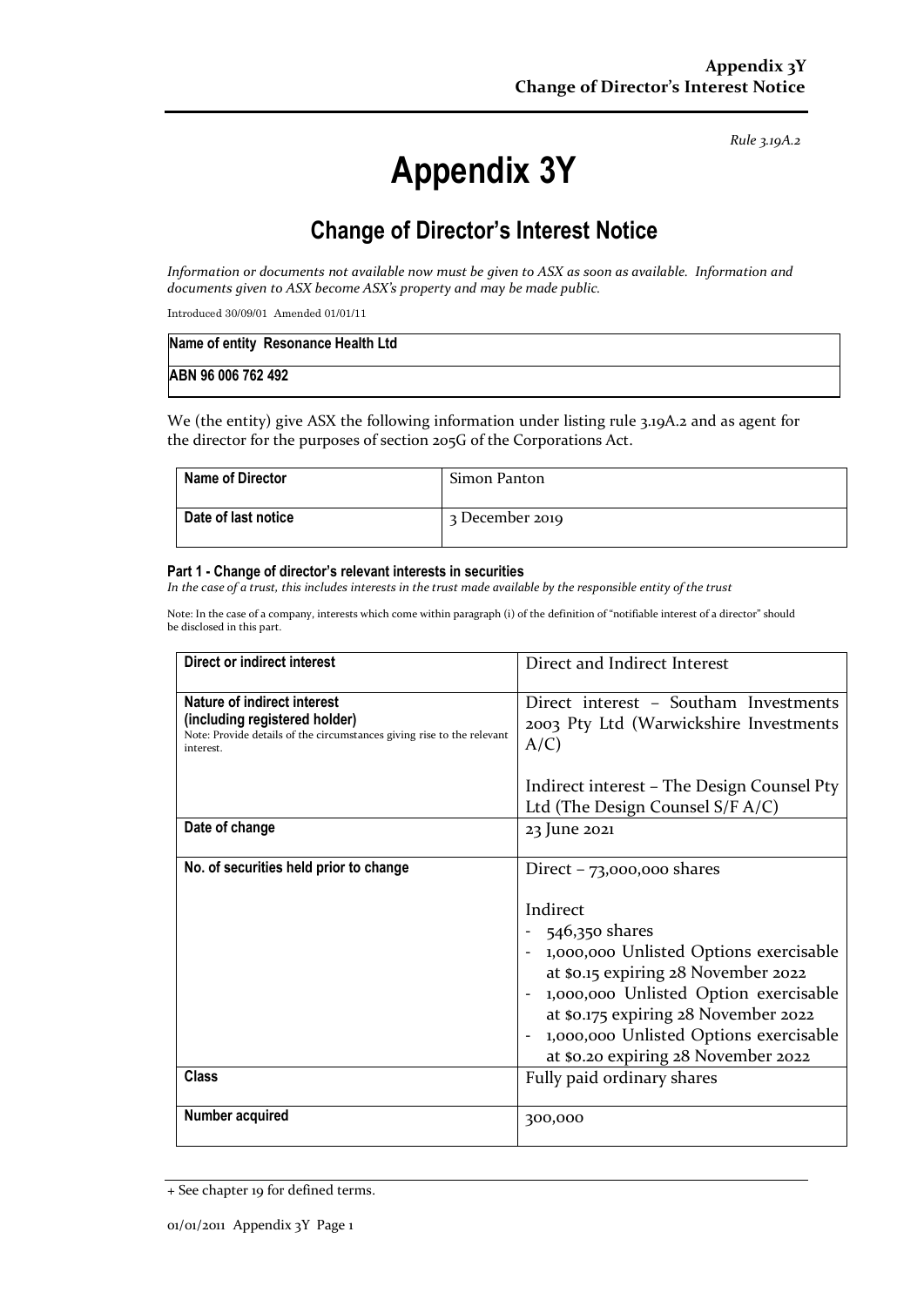*Rule 3.19A.2*

# Appendix 3Y

## Change of Director's Interest Notice

*Information or documents not available now must be given to ASX as soon as available. Information and documents given to ASX become ASX's property and may be made public.*

Introduced 30/09/01 Amended 01/01/11

| Name of entity Resonance Health Ltd |
|---|
| ABN 96 006 762 492 |

We (the entity) give ASX the following information under listing rule 3.19A.2 and as agent for the director for the purposes of section 205G of the Corporations Act.

| Name of Director | Simon Panton |
|---|---|
| Date of last notice | 3 December 2019 |

#### Part 1 - Change of director's relevant interests in securities

*In the case of a trust, this includes interests in the trust made available by the responsible entity of the trust*

Note: In the case of a company, interests which come within paragraph (i) of the definition of "notifiable interest of a director" should be disclosed in this part.

| Direct or indirect interest | Direct and Indirect Interest |
|---|---|
| **Nature of indirect interest (including registered holder)**<br>Note: Provide details of the circumstances giving rise to the relevant interest. | Direct interest – Southam Investments 2003 Pty Ltd (Warwickshire Investments A/C)<br><br>Indirect interest – The Design Counsel Pty Ltd (The Design Counsel S/F A/C) |
| **Date of change** | 23 June 2021 |
| **No. of securities held prior to change** | Direct – 73,000,000 shares<br><br>Indirect<br>- 546,350 shares<br>- 1,000,000 Unlisted Options exercisable at $0.15 expiring 28 November 2022<br>- 1,000,000 Unlisted Option exercisable at $0.175 expiring 28 November 2022<br>- 1,000,000 Unlisted Options exercisable at $0.20 expiring 28 November 2022 |
| **Class** | Fully paid ordinary shares |
| **Number acquired** | 300,000 |

+ See chapter 19 for defined terms.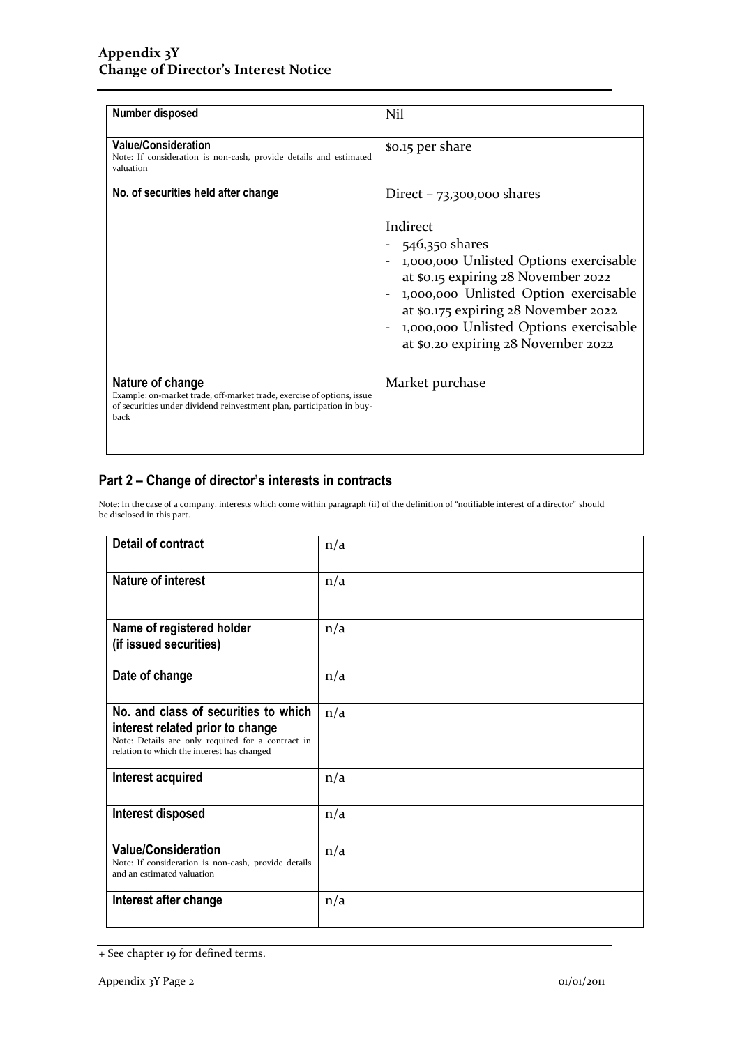| Number disposed | Nil |
| --- | --- |
| **Value/Consideration**<br>Note: If consideration is non-cash, provide details and estimated valuation | $0.15 per share |
| **No. of securities held after change** | Direct – 73,300,000 shares<br><br>Indirect<br>- 546,350 shares<br>- 1,000,000 Unlisted Options exercisable at $0.15 expiring 28 November 2022<br>- 1,000,000 Unlisted Option exercisable at $0.175 expiring 28 November 2022<br>- 1,000,000 Unlisted Options exercisable at $0.20 expiring 28 November 2022 |
| **Nature of change**<br>Example: on-market trade, off-market trade, exercise of options, issue of securities under dividend reinvestment plan, participation in buy-back | Market purchase |

## Part 2 – Change of director's interests in contracts

Note: In the case of a company, interests which come within paragraph (ii) of the definition of "notifiable interest of a director" should be disclosed in this part.

| Detail of contract | n/a |
| --- | --- |
| **Nature of interest** | n/a |
| **Name of registered holder (if issued securities)** | n/a |
| **Date of change** | n/a |
| **No. and class of securities to which interest related prior to change**<br>Note: Details are only required for a contract in relation to which the interest has changed | n/a |
| **Interest acquired** | n/a |
| **Interest disposed** | n/a |
| **Value/Consideration**<br>Note: If consideration is non-cash, provide details and an estimated valuation | n/a |
| **Interest after change** | n/a |

+ See chapter 19 for defined terms.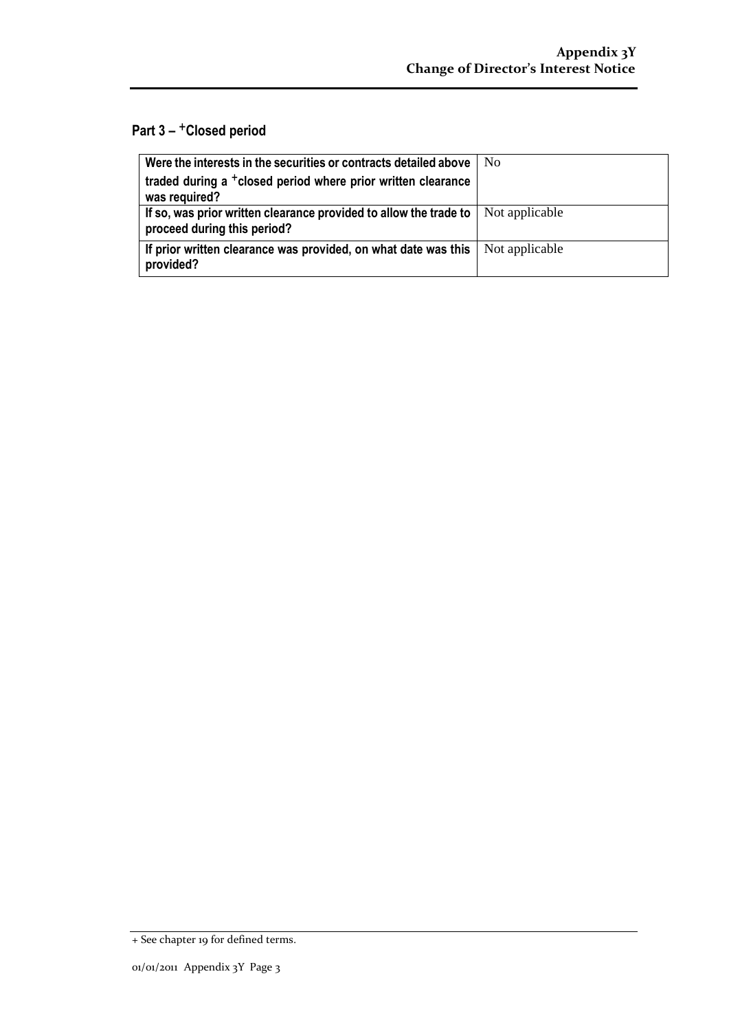## Part 3 – +Closed period

| | |
|---|---|
| **Were the interests in the securities or contracts detailed above traded during a +closed period where prior written clearance was required?** | No |
| **If so, was prior written clearance provided to allow the trade to proceed during this period?** | Not applicable |
| **If prior written clearance was provided, on what date was this provided?** | Not applicable |

+ See chapter 19 for defined terms.